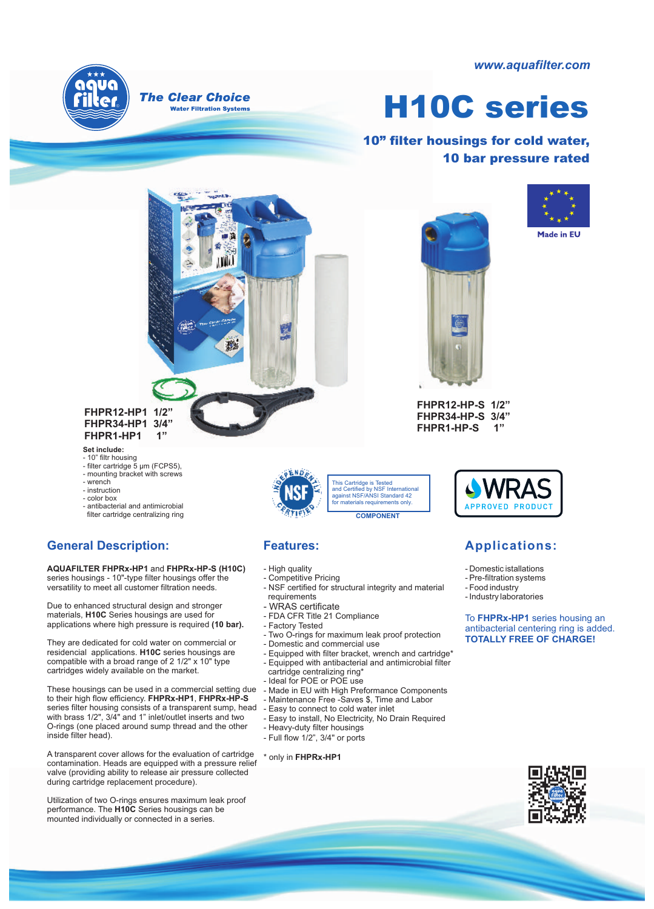www.aquafilter.com

The Clear Choice
Water Filtration Systems

# H10C series

## 10” filter housings for cold water, 10 bar pressure rated

Made in EU

**FHPR12-HP1 1/2”**
**FHPR34-HP1 3/4”**
**FHPR1-HP1 1”**

**FHPR12-HP-S 1/2”**
**FHPR34-HP-S 3/4”**
**FHPR1-HP-S 1”**

**Set include:**
- 10” filtr housing
- filter cartridge 5 µm (FCPS5),
- mounting bracket with screws
- wrench
- instruction
- color box
- antibacterial and antimicrobial filter cartridge centralizing ring

This Cartridge is Tested and Certified by NSF International against NSF/ANSI Standard 42 for materials requirements only.
COMPONENT

WRAS APPROVED PRODUCT

## General Description:

**AQUAFILTER FHPRx-HP1** and **FHPRx-HP-S (H10C)** series housings - 10"-type filter housings offer the versatility to meet all customer filtration needs.

Due to enhanced structural design and stronger materials, **H10C** Series housings are used for applications where high pressure is required **(10 bar).**

They are dedicated for cold water on commercial or residencial applications. **H10C** series housings are compatible with a broad range of 2 1/2" x 10" type cartridges widely available on the market.

These housings can be used in a commercial setting due to their high flow efficiency. **FHPRx-HP1**, **FHPRx-HP-S** series filter housing consists of a transparent sump, head with brass 1/2", 3/4" and 1" inlet/outlet inserts and two O-rings (one placed around sump thread and the other inside filter head).

A transparent cover allows for the evaluation of cartridge contamination. Heads are equipped with a pressure relief valve (providing ability to release air pressure collected during cartridge replacement procedure).

Utilization of two O-rings ensures maximum leak proof performance. The **H10C** Series housings can be mounted individually or connected in a series.

## Features:

- High quality
- Competitive Pricing
- NSF certified for structural integrity and material requirements
- WRAS certificate
- FDA CFR Title 21 Compliance
- Factory Tested
- Two O-rings for maximum leak proof protection
- Domestic and commercial use
- Equipped with filter bracket, wrench and cartridge*
- Equipped with antibacterial and antimicrobial filter cartridge centralizing ring*
- Ideal for POE or POE use
- Made in EU with High Preformance Components
- Maintenance Free -Saves $, Time and Labor
- Easy to connect to cold water inlet
- Easy to install, No Electricity, No Drain Required
- Heavy-duty filter housings
- Full flow 1/2”, 3/4" or ports

\* only in **FHPRx-HP1**

## Applications:

- Domestic istallations
- Pre-filtration systems
- Food industry
- Industry laboratories

To **FHPRx-HP1** series housing an antibacterial centering ring is added. **TOTALLY FREE OF CHARGE!**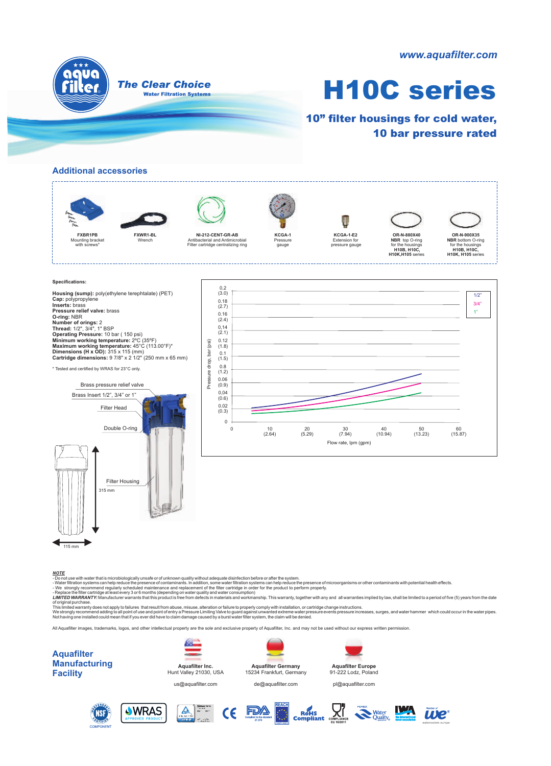www.aquafilter.com

# H10C series

## 10" filter housings for cold water, 10 bar pressure rated

The Clear Choice
Water Filtration Systems

## Additional accessories

**FXBR1PB**
Mounting bracket with screws*

**FXWR1-BL**
Wrench

**NI-212-CENT-GR-AB**
Antibacterial and Antimicrobial Filter cartridge centralizing ring

**KCGA-1**
Pressure gauge

**KCGA-1-E2**
Extension for pressure gauge

**OR-N-880X40**
**NBR** top O-ring for the housings **H10B, H10C, H10K,H105** series

**OR-N-900X35**
**NBR** bottom O-ring for the housings **H10B, H10C, H10K, H105** series

**Specifications:**

**Housing (sump):** poly(ethylene terephtalate) (PET)
**Cap:** polypropylene
**Inserts:** brass
**Pressure relief valve:** brass
**O-ring:** NBR
**Number of orings:** 2
**Thread:** 1/2", 3/4", 1" BSP
**Operating Pressure:** 10 bar ( 150 psi)
**Minimum working temperature:** 2°C (35°F)
**Maximum working temperature:** 45°C (113.00°F)*
**Dimensions (H x OD):** 315 x 115 (mm)
**Cartridge dimensions:** 9 7/8" x 2 1/2" (250 mm x 65 mm)

* Tested and certified by WRAS for 23°C only.

Brass pressure relief valve
Brass Insert 1/2", 3/4" or 1"
Filter Head
Double O-ring
Filter Housing
315 mm
115 mm

Pressure drop, bar (psi)
0,2 (3.0)
0.18 (2.7)
0.16 (2.4)
0,14 (2.1)
0.12 (1.8)
0.1 (1.5)
0.8 (1.2)
0.06 (0.9)
0.04 (0.6)
0.02 (0.3)
0

Flow rate, lpm (gpm)
0
10 (2.64)
20 (5.29)
30 (7.94)
40 (10.94)
50 (13.23)
60 (15.87)

1/2"
3/4"
1"

***NOTE***
- Do not use with water that is microbiologically unsafe or of unknown quality without adequate disinfection before or after the system.
- Water filtration systems can help reduce the presence of contaminants. In addition, some water filtration systems can help reduce the presence of microorganisms or other contaminants with potential health effects.
- We strongly recommend regularly scheduled maintenance and replacement of the filter cartridge in order for the product to perform properly.
- Replace the filter cartridge at least every 3 or 6 months (depending on water quality and water consumption)

***LIMITED WARRANTY:*** Manufacturer warrants that this product is free from defects in materials and workmanship. This warranty, together with any and all warranties implied by law, shall be limited to a period of five (5) years from the date of original purchase.
This limited warranty does not apply to failures that result from abuse, misuse, alteration or failure to properly comply with installation, or cartridge change instructions.
We strongly recommend adding to all point of use and point of entry a Pressure Limiting Valve to guard against unwanted extreme water pressure events pressure increases, surges, and water hammer which could occur in the water pipes. Not having one installed could mean that if you ever did have to claim damage caused by a burst water filter system, the claim will be denied.

All Aquafilter images, trademarks, logos, and other intellectual property are the sole and exclusive property of Aquafilter, Inc. and may not be used without our express written permission.

## Aquafilter Manufacturing Facility

**Aquafilter Inc.**
Hunt Valley 21030, USA
us@aquafilter.com

**Aquafilter Germany**
15234 Frankfurt, Germany
de@aquafilter.com

**Aquafilter Europe**
91-222 Lodz, Poland
pl@aquafilter.com